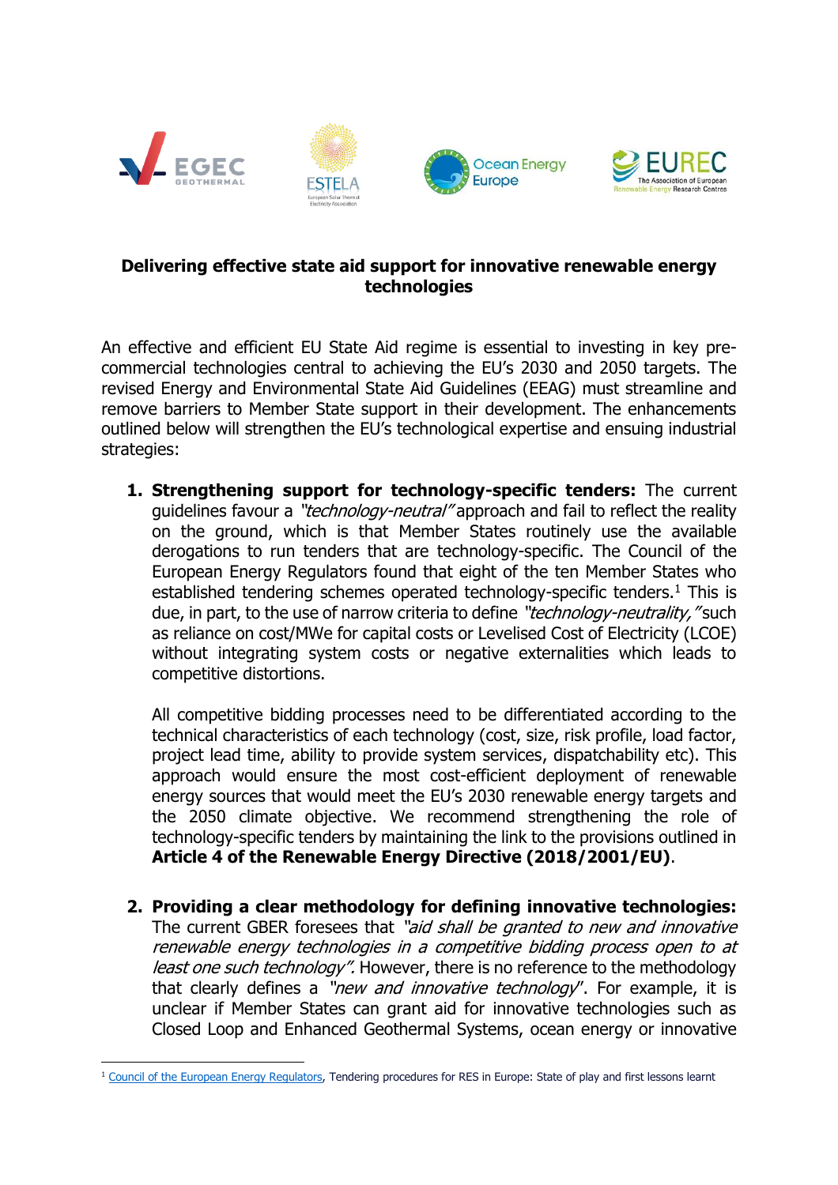**Delivering effective state aid support for innovative renewable energy technologies**

An effective and efficient EU State Aid regime is essential to investing in key pre-commercial technologies central to achieving the EU's 2030 and 2050 targets. The revised Energy and Environmental State Aid Guidelines (EEAG) must streamline and remove barriers to Member State support in their development. The enhancements outlined below will strengthen the EU's technological expertise and ensuing industrial strategies:

1. **Strengthening support for technology-specific tenders:** The current guidelines favour a *"technology-neutral"* approach and fail to reflect the reality on the ground, which is that Member States routinely use the available derogations to run tenders that are technology-specific. The Council of the European Energy Regulators found that eight of the ten Member States who established tendering schemes operated technology-specific tenders.[1] This is due, in part, to the use of narrow criteria to define *"technology-neutrality,"* such as reliance on cost/MWe for capital costs or Levelised Cost of Electricity (LCOE) without integrating system costs or negative externalities which leads to competitive distortions.

   All competitive bidding processes need to be differentiated according to the technical characteristics of each technology (cost, size, risk profile, load factor, project lead time, ability to provide system services, dispatchability etc). This approach would ensure the most cost-efficient deployment of renewable energy sources that would meet the EU's 2030 renewable energy targets and the 2050 climate objective. We recommend strengthening the role of technology-specific tenders by maintaining the link to the provisions outlined in **Article 4 of the Renewable Energy Directive (2018/2001/EU)**.

2. **Providing a clear methodology for defining innovative technologies:** The current GBER foresees that *"aid shall be granted to new and innovative renewable energy technologies in a competitive bidding process open to at least one such technology".* However, there is no reference to the methodology that clearly defines a *"new and innovative technology*". For example, it is unclear if Member States can grant aid for innovative technologies such as Closed Loop and Enhanced Geothermal Systems, ocean energy or innovative

[1] Council of the European Energy Regulators, Tendering procedures for RES in Europe: State of play and first lessons learnt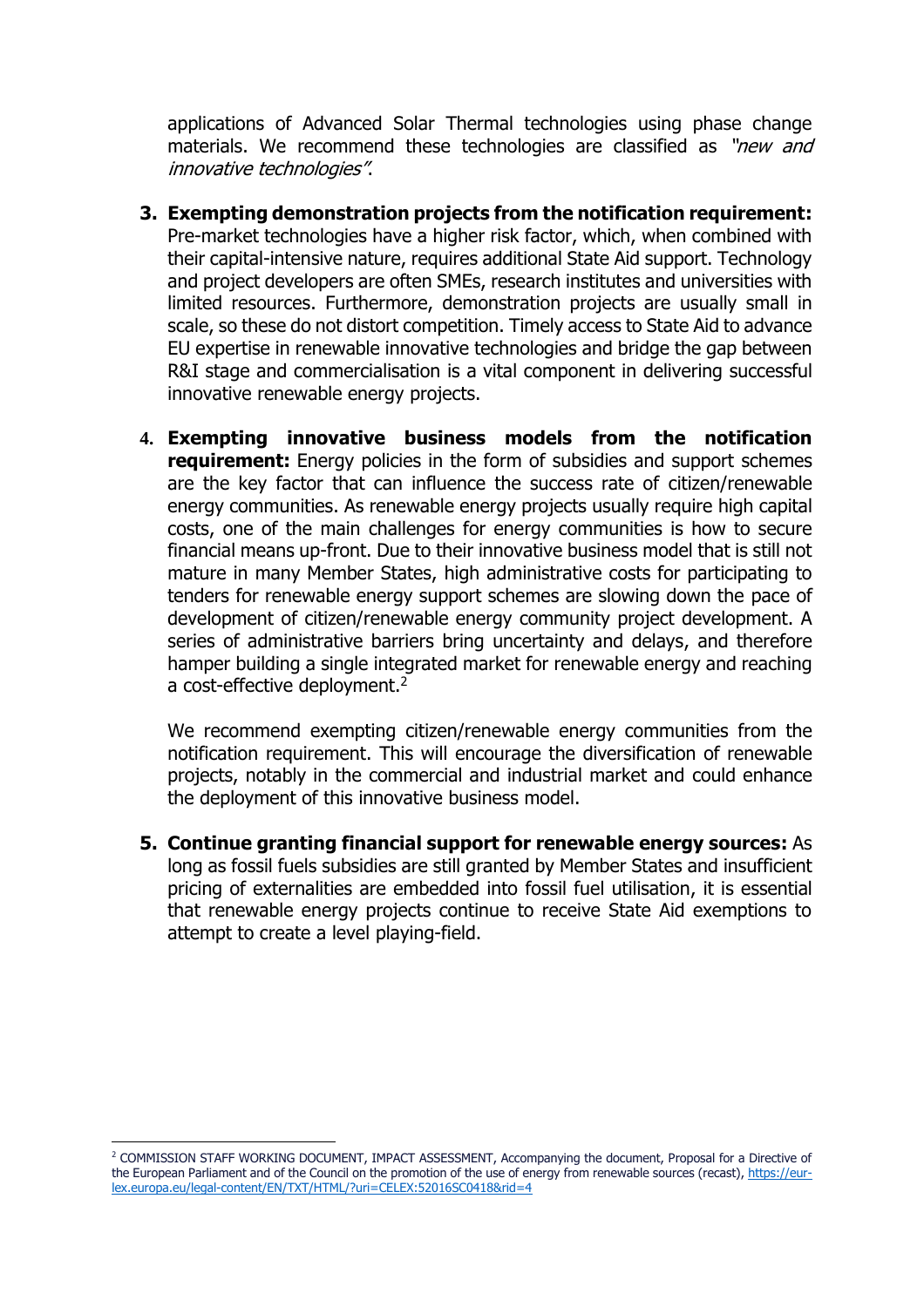applications of Advanced Solar Thermal technologies using phase change materials. We recommend these technologies are classified as *"new and innovative technologies"*.

3. **Exempting demonstration projects from the notification requirement:** Pre-market technologies have a higher risk factor, which, when combined with their capital-intensive nature, requires additional State Aid support. Technology and project developers are often SMEs, research institutes and universities with limited resources. Furthermore, demonstration projects are usually small in scale, so these do not distort competition. Timely access to State Aid to advance EU expertise in renewable innovative technologies and bridge the gap between R&I stage and commercialisation is a vital component in delivering successful innovative renewable energy projects.

4. **Exempting innovative business models from the notification requirement:** Energy policies in the form of subsidies and support schemes are the key factor that can influence the success rate of citizen/renewable energy communities. As renewable energy projects usually require high capital costs, one of the main challenges for energy communities is how to secure financial means up-front. Due to their innovative business model that is still not mature in many Member States, high administrative costs for participating to tenders for renewable energy support schemes are slowing down the pace of development of citizen/renewable energy community project development. A series of administrative barriers bring uncertainty and delays, and therefore hamper building a single integrated market for renewable energy and reaching a cost-effective deployment.[2]

   We recommend exempting citizen/renewable energy communities from the notification requirement. This will encourage the diversification of renewable projects, notably in the commercial and industrial market and could enhance the deployment of this innovative business model.

5. **Continue granting financial support for renewable energy sources:** As long as fossil fuels subsidies are still granted by Member States and insufficient pricing of externalities are embedded into fossil fuel utilisation, it is essential that renewable energy projects continue to receive State Aid exemptions to attempt to create a level playing-field.

---

[2] COMMISSION STAFF WORKING DOCUMENT, IMPACT ASSESSMENT, Accompanying the document, Proposal for a Directive of the European Parliament and of the Council on the promotion of the use of energy from renewable sources (recast), https://eur-lex.europa.eu/legal-content/EN/TXT/HTML/?uri=CELEX:52016SC0418&rid=4